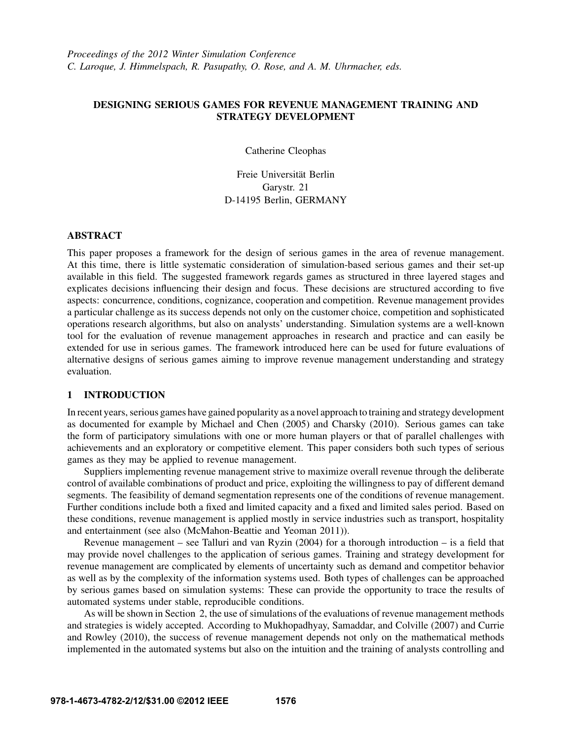*Proceedings of the 2012 Winter Simulation Conference*
*C. Laroque, J. Himmelspach, R. Pasupathy, O. Rose, and A. M. Uhrmacher, eds.*

# DESIGNING SERIOUS GAMES FOR REVENUE MANAGEMENT TRAINING AND STRATEGY DEVELOPMENT

Catherine Cleophas

Freie Universität Berlin
Garystr. 21
D-14195 Berlin, GERMANY

## ABSTRACT

This paper proposes a framework for the design of serious games in the area of revenue management. At this time, there is little systematic consideration of simulation-based serious games and their set-up available in this field. The suggested framework regards games as structured in three layered stages and explicates decisions influencing their design and focus. These decisions are structured according to five aspects: concurrence, conditions, cognizance, cooperation and competition. Revenue management provides a particular challenge as its success depends not only on the customer choice, competition and sophisticated operations research algorithms, but also on analysts' understanding. Simulation systems are a well-known tool for the evaluation of revenue management approaches in research and practice and can easily be extended for use in serious games. The framework introduced here can be used for future evaluations of alternative designs of serious games aiming to improve revenue management understanding and strategy evaluation.

## 1 INTRODUCTION

In recent years, serious games have gained popularity as a novel approach to training and strategy development as documented for example by Michael and Chen (2005) and Charsky (2010). Serious games can take the form of participatory simulations with one or more human players or that of parallel challenges with achievements and an exploratory or competitive element. This paper considers both such types of serious games as they may be applied to revenue management.

Suppliers implementing revenue management strive to maximize overall revenue through the deliberate control of available combinations of product and price, exploiting the willingness to pay of different demand segments. The feasibility of demand segmentation represents one of the conditions of revenue management. Further conditions include both a fixed and limited capacity and a fixed and limited sales period. Based on these conditions, revenue management is applied mostly in service industries such as transport, hospitality and entertainment (see also (McMahon-Beattie and Yeoman 2011)).

Revenue management – see Talluri and van Ryzin (2004) for a thorough introduction – is a field that may provide novel challenges to the application of serious games. Training and strategy development for revenue management are complicated by elements of uncertainty such as demand and competitor behavior as well as by the complexity of the information systems used. Both types of challenges can be approached by serious games based on simulation systems: These can provide the opportunity to trace the results of automated systems under stable, reproducible conditions.

As will be shown in Section 2, the use of simulations of the evaluations of revenue management methods and strategies is widely accepted. According to Mukhopadhyay, Samaddar, and Colville (2007) and Currie and Rowley (2010), the success of revenue management depends not only on the mathematical methods implemented in the automated systems but also on the intuition and the training of analysts controlling and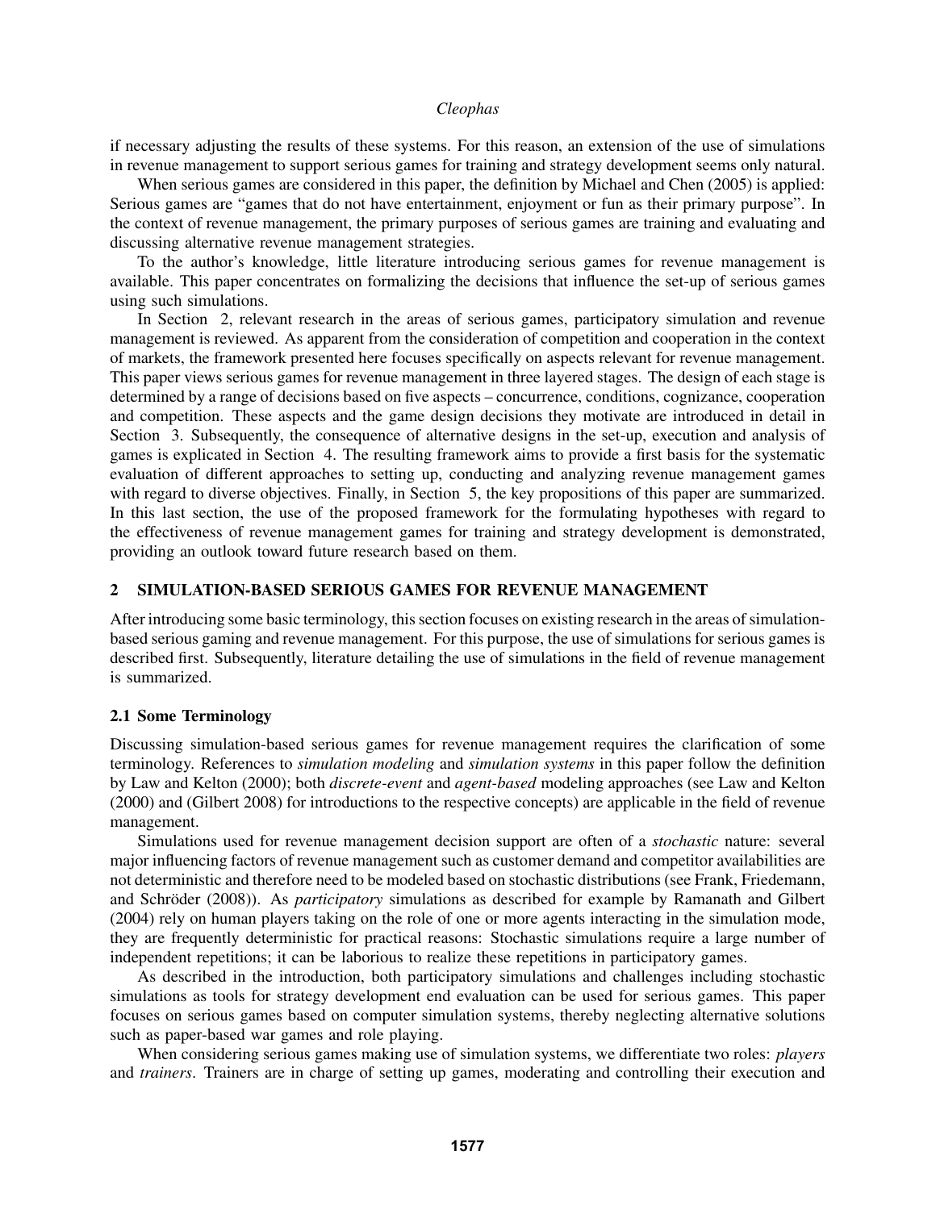if necessary adjusting the results of these systems. For this reason, an extension of the use of simulations in revenue management to support serious games for training and strategy development seems only natural.

When serious games are considered in this paper, the definition by Michael and Chen (2005) is applied: Serious games are "games that do not have entertainment, enjoyment or fun as their primary purpose". In the context of revenue management, the primary purposes of serious games are training and evaluating and discussing alternative revenue management strategies.

To the author's knowledge, little literature introducing serious games for revenue management is available. This paper concentrates on formalizing the decisions that influence the set-up of serious games using such simulations.

In Section 2, relevant research in the areas of serious games, participatory simulation and revenue management is reviewed. As apparent from the consideration of competition and cooperation in the context of markets, the framework presented here focuses specifically on aspects relevant for revenue management. This paper views serious games for revenue management in three layered stages. The design of each stage is determined by a range of decisions based on five aspects – concurrence, conditions, cognizance, cooperation and competition. These aspects and the game design decisions they motivate are introduced in detail in Section 3. Subsequently, the consequence of alternative designs in the set-up, execution and analysis of games is explicated in Section 4. The resulting framework aims to provide a first basis for the systematic evaluation of different approaches to setting up, conducting and analyzing revenue management games with regard to diverse objectives. Finally, in Section 5, the key propositions of this paper are summarized. In this last section, the use of the proposed framework for the formulating hypotheses with regard to the effectiveness of revenue management games for training and strategy development is demonstrated, providing an outlook toward future research based on them.

## 2 SIMULATION-BASED SERIOUS GAMES FOR REVENUE MANAGEMENT

After introducing some basic terminology, this section focuses on existing research in the areas of simulation-based serious gaming and revenue management. For this purpose, the use of simulations for serious games is described first. Subsequently, literature detailing the use of simulations in the field of revenue management is summarized.

### 2.1 Some Terminology

Discussing simulation-based serious games for revenue management requires the clarification of some terminology. References to *simulation modeling* and *simulation systems* in this paper follow the definition by Law and Kelton (2000); both *discrete-event* and *agent-based* modeling approaches (see Law and Kelton (2000) and (Gilbert 2008) for introductions to the respective concepts) are applicable in the field of revenue management.

Simulations used for revenue management decision support are often of a *stochastic* nature: several major influencing factors of revenue management such as customer demand and competitor availabilities are not deterministic and therefore need to be modeled based on stochastic distributions (see Frank, Friedemann, and Schröder (2008)). As *participatory* simulations as described for example by Ramanath and Gilbert (2004) rely on human players taking on the role of one or more agents interacting in the simulation mode, they are frequently deterministic for practical reasons: Stochastic simulations require a large number of independent repetitions; it can be laborious to realize these repetitions in participatory games.

As described in the introduction, both participatory simulations and challenges including stochastic simulations as tools for strategy development end evaluation can be used for serious games. This paper focuses on serious games based on computer simulation systems, thereby neglecting alternative solutions such as paper-based war games and role playing.

When considering serious games making use of simulation systems, we differentiate two roles: *players* and *trainers*. Trainers are in charge of setting up games, moderating and controlling their execution and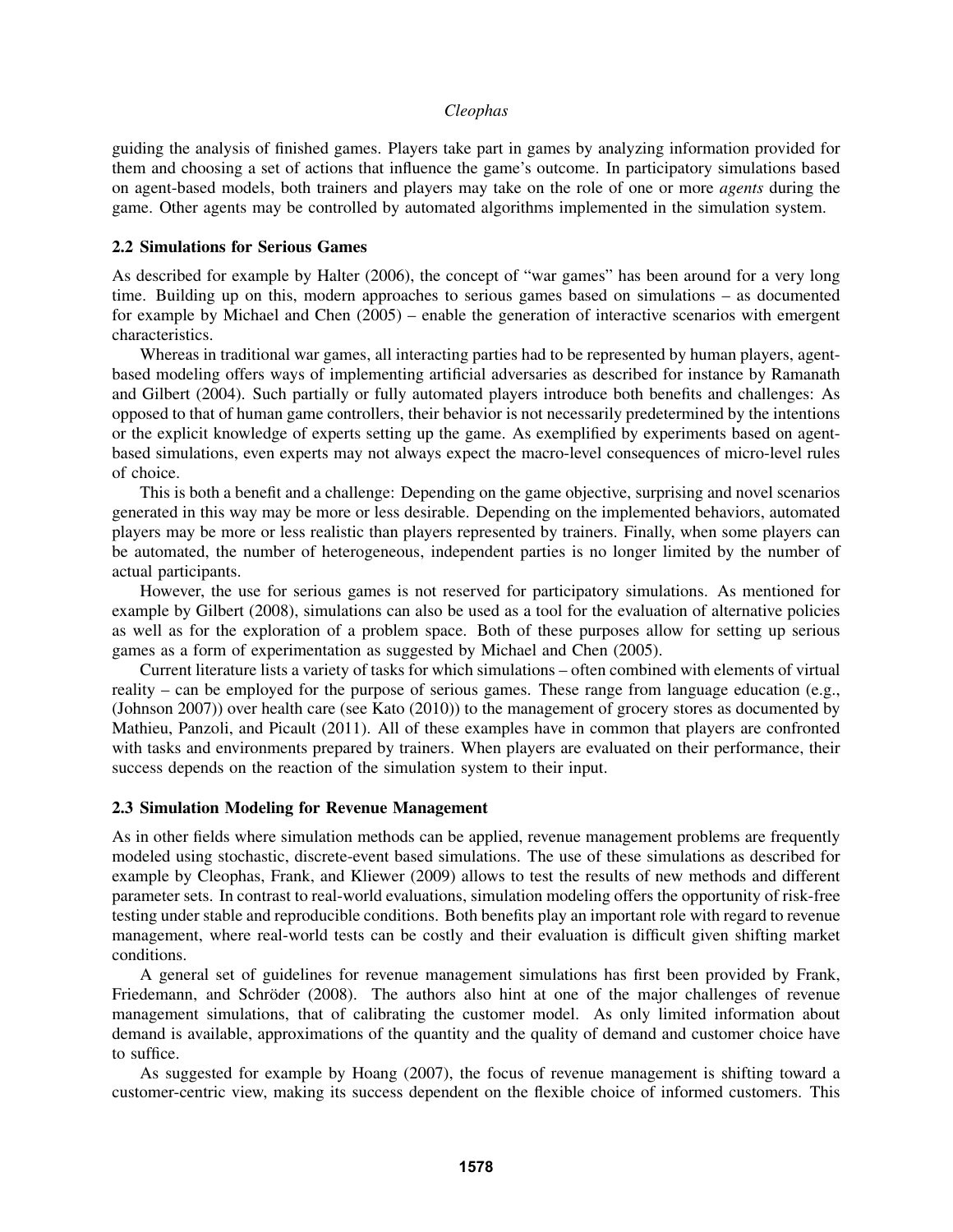guiding the analysis of finished games. Players take part in games by analyzing information provided for them and choosing a set of actions that influence the game's outcome. In participatory simulations based on agent-based models, both trainers and players may take on the role of one or more *agents* during the game. Other agents may be controlled by automated algorithms implemented in the simulation system.

### 2.2 Simulations for Serious Games

As described for example by Halter (2006), the concept of "war games" has been around for a very long time. Building up on this, modern approaches to serious games based on simulations – as documented for example by Michael and Chen (2005) – enable the generation of interactive scenarios with emergent characteristics.

Whereas in traditional war games, all interacting parties had to be represented by human players, agent-based modeling offers ways of implementing artificial adversaries as described for instance by Ramanath and Gilbert (2004). Such partially or fully automated players introduce both benefits and challenges: As opposed to that of human game controllers, their behavior is not necessarily predetermined by the intentions or the explicit knowledge of experts setting up the game. As exemplified by experiments based on agent-based simulations, even experts may not always expect the macro-level consequences of micro-level rules of choice.

This is both a benefit and a challenge: Depending on the game objective, surprising and novel scenarios generated in this way may be more or less desirable. Depending on the implemented behaviors, automated players may be more or less realistic than players represented by trainers. Finally, when some players can be automated, the number of heterogeneous, independent parties is no longer limited by the number of actual participants.

However, the use for serious games is not reserved for participatory simulations. As mentioned for example by Gilbert (2008), simulations can also be used as a tool for the evaluation of alternative policies as well as for the exploration of a problem space. Both of these purposes allow for setting up serious games as a form of experimentation as suggested by Michael and Chen (2005).

Current literature lists a variety of tasks for which simulations – often combined with elements of virtual reality – can be employed for the purpose of serious games. These range from language education (e.g., (Johnson 2007)) over health care (see Kato (2010)) to the management of grocery stores as documented by Mathieu, Panzoli, and Picault (2011). All of these examples have in common that players are confronted with tasks and environments prepared by trainers. When players are evaluated on their performance, their success depends on the reaction of the simulation system to their input.

### 2.3 Simulation Modeling for Revenue Management

As in other fields where simulation methods can be applied, revenue management problems are frequently modeled using stochastic, discrete-event based simulations. The use of these simulations as described for example by Cleophas, Frank, and Kliewer (2009) allows to test the results of new methods and different parameter sets. In contrast to real-world evaluations, simulation modeling offers the opportunity of risk-free testing under stable and reproducible conditions. Both benefits play an important role with regard to revenue management, where real-world tests can be costly and their evaluation is difficult given shifting market conditions.

A general set of guidelines for revenue management simulations has first been provided by Frank, Friedemann, and Schröder (2008). The authors also hint at one of the major challenges of revenue management simulations, that of calibrating the customer model. As only limited information about demand is available, approximations of the quantity and the quality of demand and customer choice have to suffice.

As suggested for example by Hoang (2007), the focus of revenue management is shifting toward a customer-centric view, making its success dependent on the flexible choice of informed customers. This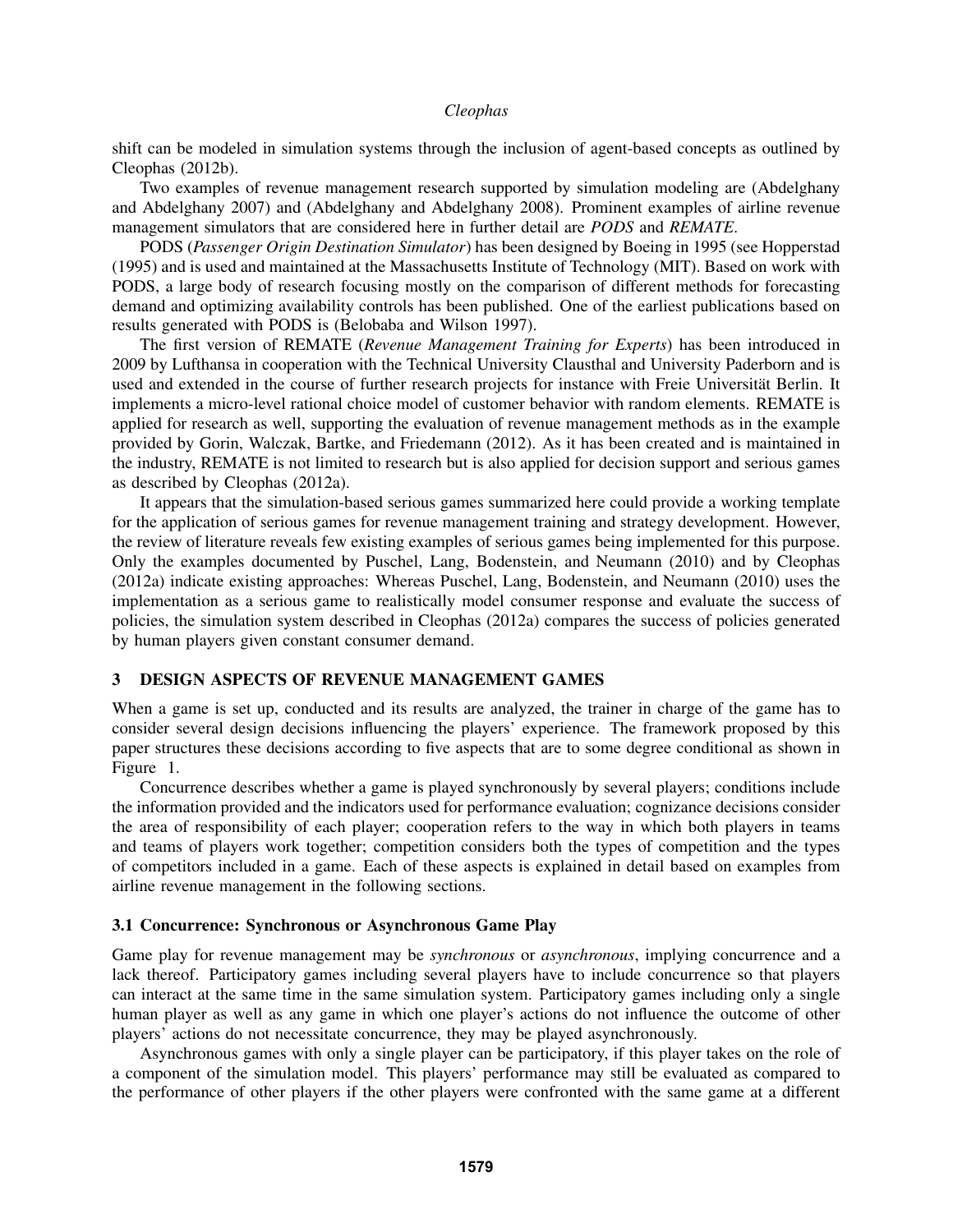shift can be modeled in simulation systems through the inclusion of agent-based concepts as outlined by Cleophas (2012b).

Two examples of revenue management research supported by simulation modeling are (Abdelghany and Abdelghany 2007) and (Abdelghany and Abdelghany 2008). Prominent examples of airline revenue management simulators that are considered here in further detail are *PODS* and *REMATE*.

PODS (*Passenger Origin Destination Simulator*) has been designed by Boeing in 1995 (see Hopperstad (1995) and is used and maintained at the Massachusetts Institute of Technology (MIT). Based on work with PODS, a large body of research focusing mostly on the comparison of different methods for forecasting demand and optimizing availability controls has been published. One of the earliest publications based on results generated with PODS is (Belobaba and Wilson 1997).

The first version of REMATE (*Revenue Management Training for Experts*) has been introduced in 2009 by Lufthansa in cooperation with the Technical University Clausthal and University Paderborn and is used and extended in the course of further research projects for instance with Freie Universität Berlin. It implements a micro-level rational choice model of customer behavior with random elements. REMATE is applied for research as well, supporting the evaluation of revenue management methods as in the example provided by Gorin, Walczak, Bartke, and Friedemann (2012). As it has been created and is maintained in the industry, REMATE is not limited to research but is also applied for decision support and serious games as described by Cleophas (2012a).

It appears that the simulation-based serious games summarized here could provide a working template for the application of serious games for revenue management training and strategy development. However, the review of literature reveals few existing examples of serious games being implemented for this purpose. Only the examples documented by Puschel, Lang, Bodenstein, and Neumann (2010) and by Cleophas (2012a) indicate existing approaches: Whereas Puschel, Lang, Bodenstein, and Neumann (2010) uses the implementation as a serious game to realistically model consumer response and evaluate the success of policies, the simulation system described in Cleophas (2012a) compares the success of policies generated by human players given constant consumer demand.

## 3 DESIGN ASPECTS OF REVENUE MANAGEMENT GAMES

When a game is set up, conducted and its results are analyzed, the trainer in charge of the game has to consider several design decisions influencing the players' experience. The framework proposed by this paper structures these decisions according to five aspects that are to some degree conditional as shown in Figure 1.

Concurrence describes whether a game is played synchronously by several players; conditions include the information provided and the indicators used for performance evaluation; cognizance decisions consider the area of responsibility of each player; cooperation refers to the way in which both players in teams and teams of players work together; competition considers both the types of competition and the types of competitors included in a game. Each of these aspects is explained in detail based on examples from airline revenue management in the following sections.

### 3.1 Concurrence: Synchronous or Asynchronous Game Play

Game play for revenue management may be *synchronous* or *asynchronous*, implying concurrence and a lack thereof. Participatory games including several players have to include concurrence so that players can interact at the same time in the same simulation system. Participatory games including only a single human player as well as any game in which one player's actions do not influence the outcome of other players' actions do not necessitate concurrence, they may be played asynchronously.

Asynchronous games with only a single player can be participatory, if this player takes on the role of a component of the simulation model. This players' performance may still be evaluated as compared to the performance of other players if the other players were confronted with the same game at a different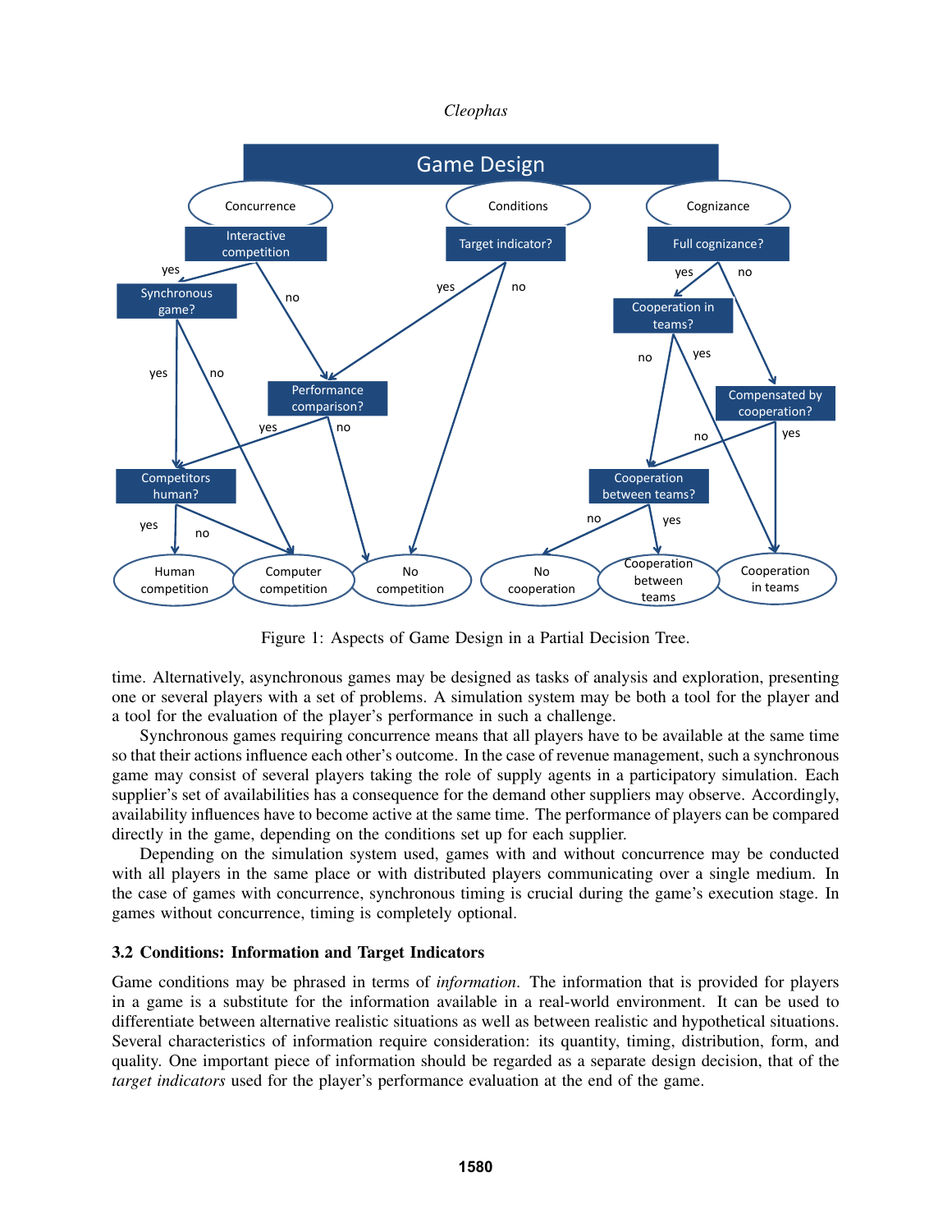Figure 1: Aspects of Game Design in a Partial Decision Tree.

time. Alternatively, asynchronous games may be designed as tasks of analysis and exploration, presenting one or several players with a set of problems. A simulation system may be both a tool for the player and a tool for the evaluation of the player's performance in such a challenge.

Synchronous games requiring concurrence means that all players have to be available at the same time so that their actions influence each other's outcome. In the case of revenue management, such a synchronous game may consist of several players taking the role of supply agents in a participatory simulation. Each supplier's set of availabilities has a consequence for the demand other suppliers may observe. Accordingly, availability influences have to become active at the same time. The performance of players can be compared directly in the game, depending on the conditions set up for each supplier.

Depending on the simulation system used, games with and without concurrence may be conducted with all players in the same place or with distributed players communicating over a single medium. In the case of games with concurrence, synchronous timing is crucial during the game's execution stage. In games without concurrence, timing is completely optional.

### 3.2 Conditions: Information and Target Indicators

Game conditions may be phrased in terms of *information*. The information that is provided for players in a game is a substitute for the information available in a real-world environment. It can be used to differentiate between alternative realistic situations as well as between realistic and hypothetical situations. Several characteristics of information require consideration: its quantity, timing, distribution, form, and quality. One important piece of information should be regarded as a separate design decision, that of the *target indicators* used for the player's performance evaluation at the end of the game.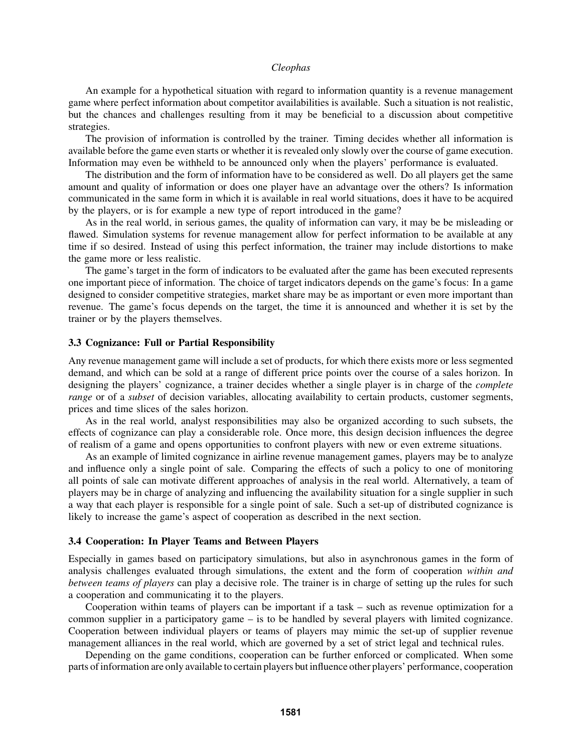An example for a hypothetical situation with regard to information quantity is a revenue management game where perfect information about competitor availabilities is available. Such a situation is not realistic, but the chances and challenges resulting from it may be beneficial to a discussion about competitive strategies.

The provision of information is controlled by the trainer. Timing decides whether all information is available before the game even starts or whether it is revealed only slowly over the course of game execution. Information may even be withheld to be announced only when the players' performance is evaluated.

The distribution and the form of information have to be considered as well. Do all players get the same amount and quality of information or does one player have an advantage over the others? Is information communicated in the same form in which it is available in real world situations, does it have to be acquired by the players, or is for example a new type of report introduced in the game?

As in the real world, in serious games, the quality of information can vary, it may be be misleading or flawed. Simulation systems for revenue management allow for perfect information to be available at any time if so desired. Instead of using this perfect information, the trainer may include distortions to make the game more or less realistic.

The game's target in the form of indicators to be evaluated after the game has been executed represents one important piece of information. The choice of target indicators depends on the game's focus: In a game designed to consider competitive strategies, market share may be as important or even more important than revenue. The game's focus depends on the target, the time it is announced and whether it is set by the trainer or by the players themselves.

### 3.3 Cognizance: Full or Partial Responsibility

Any revenue management game will include a set of products, for which there exists more or less segmented demand, and which can be sold at a range of different price points over the course of a sales horizon. In designing the players' cognizance, a trainer decides whether a single player is in charge of the *complete range* or of a *subset* of decision variables, allocating availability to certain products, customer segments, prices and time slices of the sales horizon.

As in the real world, analyst responsibilities may also be organized according to such subsets, the effects of cognizance can play a considerable role. Once more, this design decision influences the degree of realism of a game and opens opportunities to confront players with new or even extreme situations.

As an example of limited cognizance in airline revenue management games, players may be to analyze and influence only a single point of sale. Comparing the effects of such a policy to one of monitoring all points of sale can motivate different approaches of analysis in the real world. Alternatively, a team of players may be in charge of analyzing and influencing the availability situation for a single supplier in such a way that each player is responsible for a single point of sale. Such a set-up of distributed cognizance is likely to increase the game's aspect of cooperation as described in the next section.

### 3.4 Cooperation: In Player Teams and Between Players

Especially in games based on participatory simulations, but also in asynchronous games in the form of analysis challenges evaluated through simulations, the extent and the form of cooperation *within and between teams of players* can play a decisive role. The trainer is in charge of setting up the rules for such a cooperation and communicating it to the players.

Cooperation within teams of players can be important if a task – such as revenue optimization for a common supplier in a participatory game – is to be handled by several players with limited cognizance. Cooperation between individual players or teams of players may mimic the set-up of supplier revenue management alliances in the real world, which are governed by a set of strict legal and technical rules.

Depending on the game conditions, cooperation can be further enforced or complicated. When some parts of information are only available to certain players but influence other players' performance, cooperation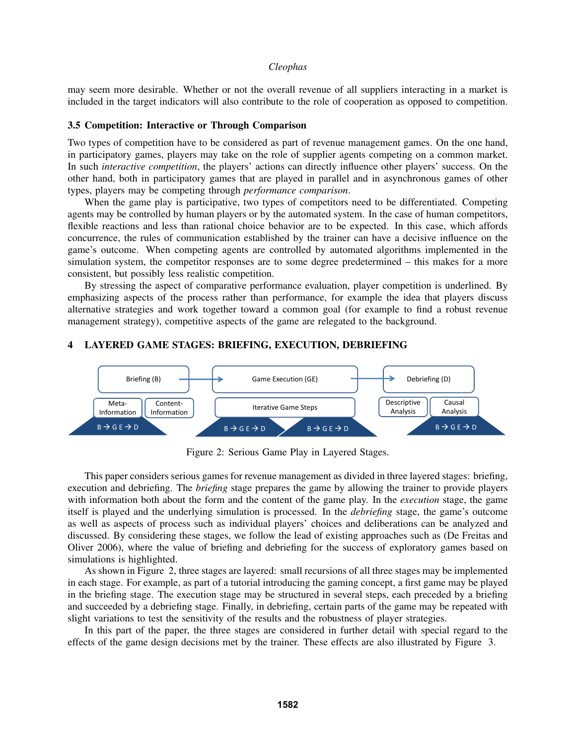may seem more desirable. Whether or not the overall revenue of all suppliers interacting in a market is included in the target indicators will also contribute to the role of cooperation as opposed to competition.

### 3.5 Competition: Interactive or Through Comparison

Two types of competition have to be considered as part of revenue management games. On the one hand, in participatory games, players may take on the role of supplier agents competing on a common market. In such *interactive competition*, the players' actions can directly influence other players' success. On the other hand, both in participatory games that are played in parallel and in asynchronous games of other types, players may be competing through *performance comparison*.

When the game play is participative, two types of competitors need to be differentiated. Competing agents may be controlled by human players or by the automated system. In the case of human competitors, flexible reactions and less than rational choice behavior are to be expected. In this case, which affords concurrence, the rules of communication established by the trainer can have a decisive influence on the game's outcome. When competing agents are controlled by automated algorithms implemented in the simulation system, the competitor responses are to some degree predetermined – this makes for a more consistent, but possibly less realistic competition.

By stressing the aspect of comparative performance evaluation, player competition is underlined. By emphasizing aspects of the process rather than performance, for example the idea that players discuss alternative strategies and work together toward a common goal (for example to find a robust revenue management strategy), competitive aspects of the game are relegated to the background.

## 4 LAYERED GAME STAGES: BRIEFING, EXECUTION, DEBRIEFING

Figure 2: Serious Game Play in Layered Stages.

This paper considers serious games for revenue management as divided in three layered stages: briefing, execution and debriefing. The *briefing* stage prepares the game by allowing the trainer to provide players with information both about the form and the content of the game play. In the *execution* stage, the game itself is played and the underlying simulation is processed. In the *debriefing* stage, the game's outcome as well as aspects of process such as individual players' choices and deliberations can be analyzed and discussed. By considering these stages, we follow the lead of existing approaches such as (De Freitas and Oliver 2006), where the value of briefing and debriefing for the success of exploratory games based on simulations is highlighted.

As shown in Figure 2, three stages are layered: small recursions of all three stages may be implemented in each stage. For example, as part of a tutorial introducing the gaming concept, a first game may be played in the briefing stage. The execution stage may be structured in several steps, each preceded by a briefing and succeeded by a debriefing stage. Finally, in debriefing, certain parts of the game may be repeated with slight variations to test the sensitivity of the results and the robustness of player strategies.

In this part of the paper, the three stages are considered in further detail with special regard to the effects of the game design decisions met by the trainer. These effects are also illustrated by Figure 3.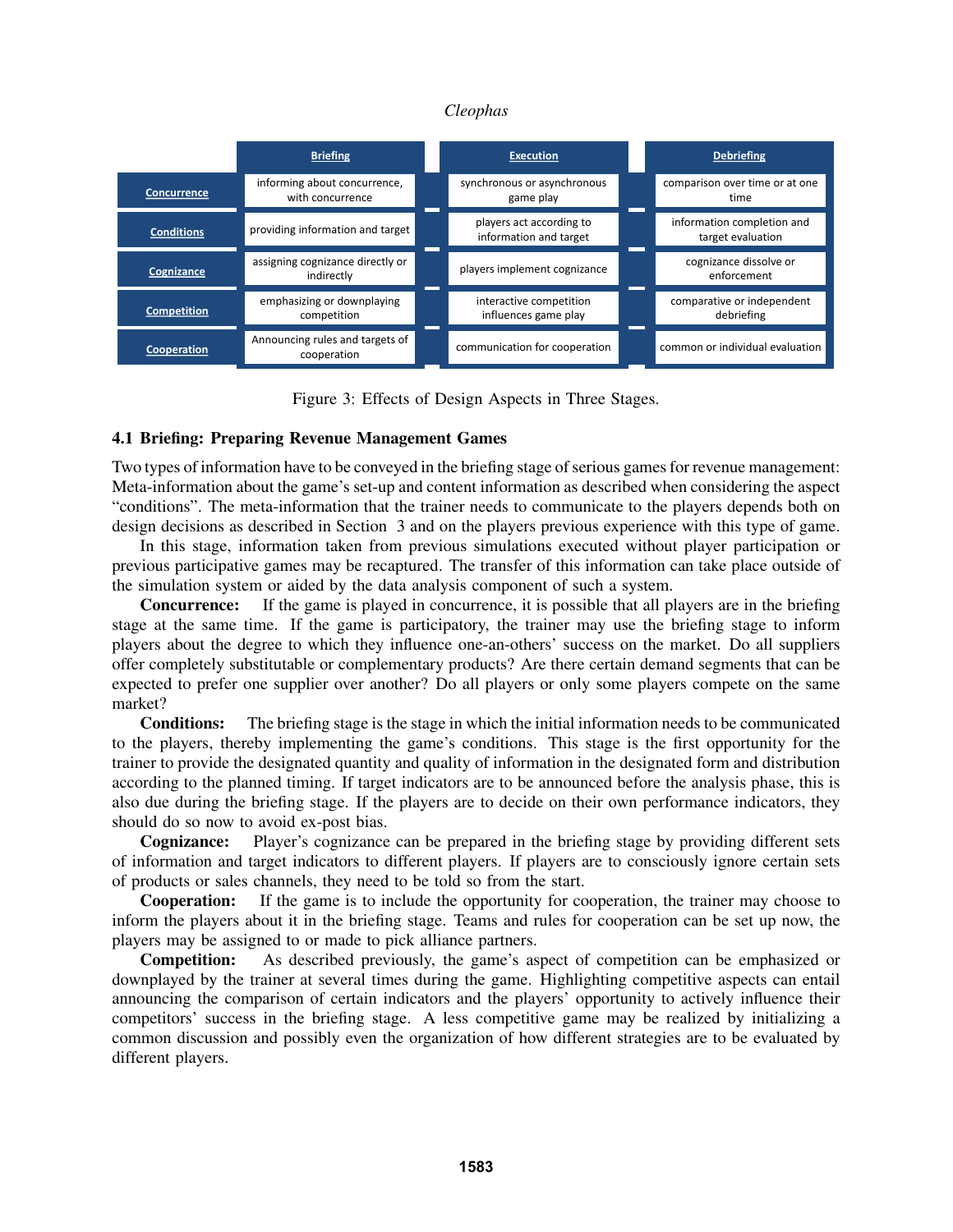| | Briefing | Execution | Debriefing |
|---|---|---|---|
| Concurrence | informing about concurrence, with concurrence | synchronous or asynchronous game play | comparison over time or at one time |
| Conditions | providing information and target | players act according to information and target | information completion and target evaluation |
| Cognizance | assigning cognizance directly or indirectly | players implement cognizance | cognizance dissolve or enforcement |
| Competition | emphasizing or downplaying competition | interactive competition influences game play | comparative or independent debriefing |
| Cooperation | Announcing rules and targets of cooperation | communication for cooperation | common or individual evaluation |

Figure 3: Effects of Design Aspects in Three Stages.

### 4.1 Briefing: Preparing Revenue Management Games

Two types of information have to be conveyed in the briefing stage of serious games for revenue management: Meta-information about the game's set-up and content information as described when considering the aspect "conditions". The meta-information that the trainer needs to communicate to the players depends both on design decisions as described in Section 3 and on the players previous experience with this type of game.

In this stage, information taken from previous simulations executed without player participation or previous participative games may be recaptured. The transfer of this information can take place outside of the simulation system or aided by the data analysis component of such a system.

**Concurrence:** If the game is played in concurrence, it is possible that all players are in the briefing stage at the same time. If the game is participatory, the trainer may use the briefing stage to inform players about the degree to which they influence one-an-others' success on the market. Do all suppliers offer completely substitutable or complementary products? Are there certain demand segments that can be expected to prefer one supplier over another? Do all players or only some players compete on the same market?

**Conditions:** The briefing stage is the stage in which the initial information needs to be communicated to the players, thereby implementing the game's conditions. This stage is the first opportunity for the trainer to provide the designated quantity and quality of information in the designated form and distribution according to the planned timing. If target indicators are to be announced before the analysis phase, this is also due during the briefing stage. If the players are to decide on their own performance indicators, they should do so now to avoid ex-post bias.

**Cognizance:** Player's cognizance can be prepared in the briefing stage by providing different sets of information and target indicators to different players. If players are to consciously ignore certain sets of products or sales channels, they need to be told so from the start.

**Cooperation:** If the game is to include the opportunity for cooperation, the trainer may choose to inform the players about it in the briefing stage. Teams and rules for cooperation can be set up now, the players may be assigned to or made to pick alliance partners.

**Competition:** As described previously, the game's aspect of competition can be emphasized or downplayed by the trainer at several times during the game. Highlighting competitive aspects can entail announcing the comparison of certain indicators and the players' opportunity to actively influence their competitors' success in the briefing stage. A less competitive game may be realized by initializing a common discussion and possibly even the organization of how different strategies are to be evaluated by different players.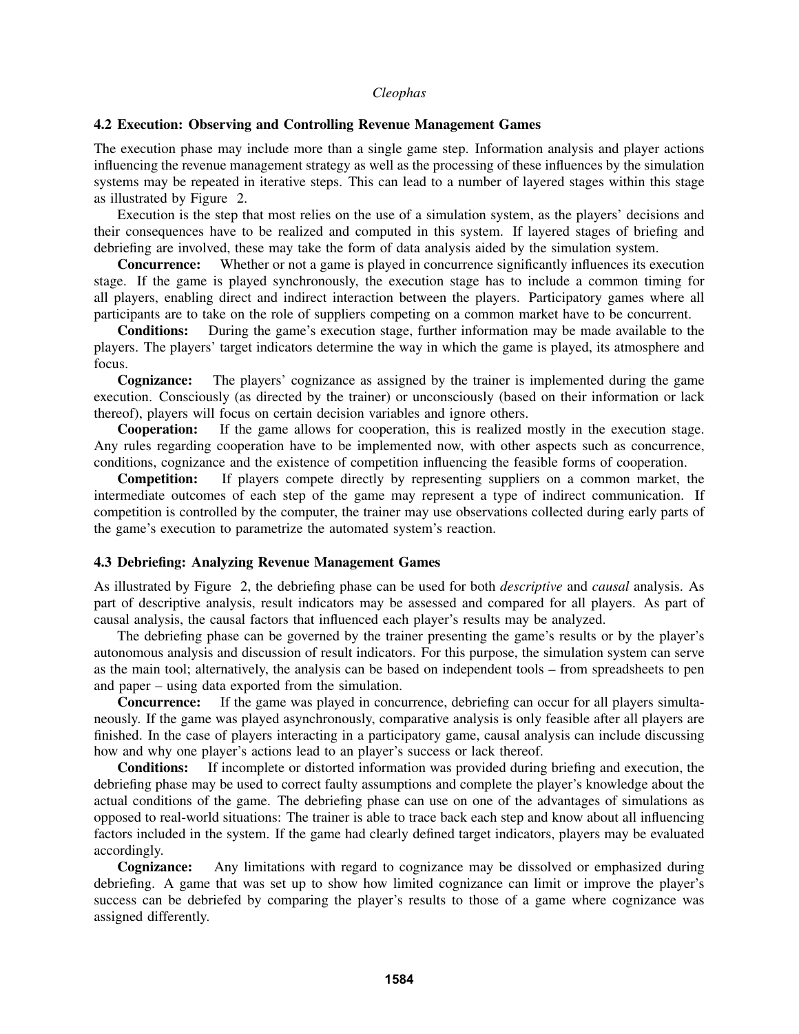### 4.2 Execution: Observing and Controlling Revenue Management Games

The execution phase may include more than a single game step. Information analysis and player actions influencing the revenue management strategy as well as the processing of these influences by the simulation systems may be repeated in iterative steps. This can lead to a number of layered stages within this stage as illustrated by Figure 2.

Execution is the step that most relies on the use of a simulation system, as the players' decisions and their consequences have to be realized and computed in this system. If layered stages of briefing and debriefing are involved, these may take the form of data analysis aided by the simulation system.

**Concurrence:** Whether or not a game is played in concurrence significantly influences its execution stage. If the game is played synchronously, the execution stage has to include a common timing for all players, enabling direct and indirect interaction between the players. Participatory games where all participants are to take on the role of suppliers competing on a common market have to be concurrent.

**Conditions:** During the game's execution stage, further information may be made available to the players. The players' target indicators determine the way in which the game is played, its atmosphere and focus.

**Cognizance:** The players' cognizance as assigned by the trainer is implemented during the game execution. Consciously (as directed by the trainer) or unconsciously (based on their information or lack thereof), players will focus on certain decision variables and ignore others.

**Cooperation:** If the game allows for cooperation, this is realized mostly in the execution stage. Any rules regarding cooperation have to be implemented now, with other aspects such as concurrence, conditions, cognizance and the existence of competition influencing the feasible forms of cooperation.

**Competition:** If players compete directly by representing suppliers on a common market, the intermediate outcomes of each step of the game may represent a type of indirect communication. If competition is controlled by the computer, the trainer may use observations collected during early parts of the game's execution to parametrize the automated system's reaction.

### 4.3 Debriefing: Analyzing Revenue Management Games

As illustrated by Figure 2, the debriefing phase can be used for both *descriptive* and *causal* analysis. As part of descriptive analysis, result indicators may be assessed and compared for all players. As part of causal analysis, the causal factors that influenced each player's results may be analyzed.

The debriefing phase can be governed by the trainer presenting the game's results or by the player's autonomous analysis and discussion of result indicators. For this purpose, the simulation system can serve as the main tool; alternatively, the analysis can be based on independent tools – from spreadsheets to pen and paper – using data exported from the simulation.

**Concurrence:** If the game was played in concurrence, debriefing can occur for all players simultaneously. If the game was played asynchronously, comparative analysis is only feasible after all players are finished. In the case of players interacting in a participatory game, causal analysis can include discussing how and why one player's actions lead to an player's success or lack thereof.

**Conditions:** If incomplete or distorted information was provided during briefing and execution, the debriefing phase may be used to correct faulty assumptions and complete the player's knowledge about the actual conditions of the game. The debriefing phase can use on one of the advantages of simulations as opposed to real-world situations: The trainer is able to trace back each step and know about all influencing factors included in the system. If the game had clearly defined target indicators, players may be evaluated accordingly.

**Cognizance:** Any limitations with regard to cognizance may be dissolved or emphasized during debriefing. A game that was set up to show how limited cognizance can limit or improve the player's success can be debriefed by comparing the player's results to those of a game where cognizance was assigned differently.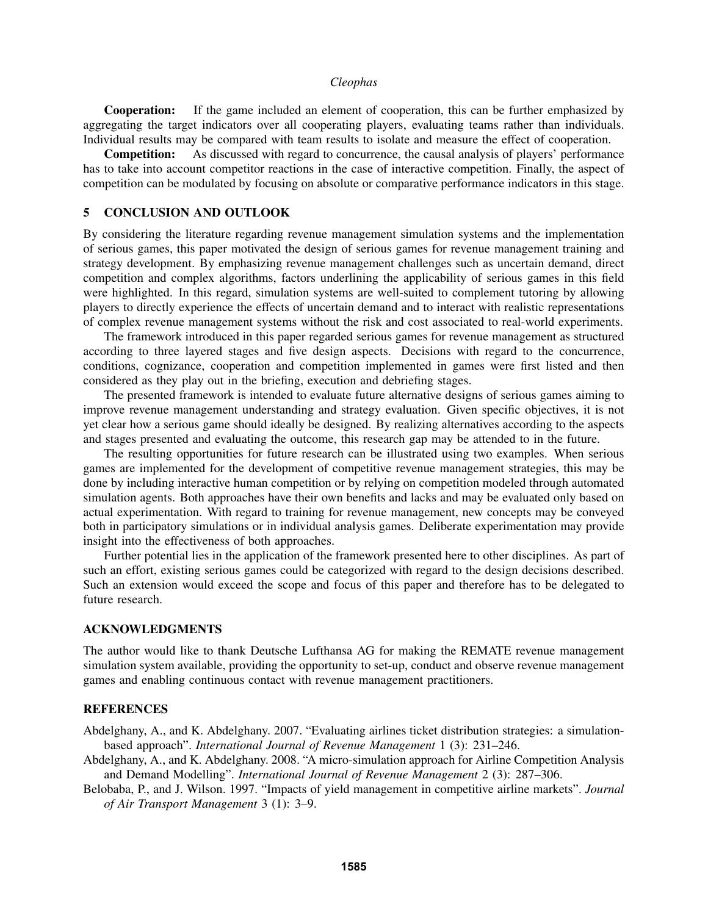**Cooperation:** If the game included an element of cooperation, this can be further emphasized by aggregating the target indicators over all cooperating players, evaluating teams rather than individuals. Individual results may be compared with team results to isolate and measure the effect of cooperation.

**Competition:** As discussed with regard to concurrence, the causal analysis of players' performance has to take into account competitor reactions in the case of interactive competition. Finally, the aspect of competition can be modulated by focusing on absolute or comparative performance indicators in this stage.

## 5 CONCLUSION AND OUTLOOK

By considering the literature regarding revenue management simulation systems and the implementation of serious games, this paper motivated the design of serious games for revenue management training and strategy development. By emphasizing revenue management challenges such as uncertain demand, direct competition and complex algorithms, factors underlining the applicability of serious games in this field were highlighted. In this regard, simulation systems are well-suited to complement tutoring by allowing players to directly experience the effects of uncertain demand and to interact with realistic representations of complex revenue management systems without the risk and cost associated to real-world experiments.

The framework introduced in this paper regarded serious games for revenue management as structured according to three layered stages and five design aspects. Decisions with regard to the concurrence, conditions, cognizance, cooperation and competition implemented in games were first listed and then considered as they play out in the briefing, execution and debriefing stages.

The presented framework is intended to evaluate future alternative designs of serious games aiming to improve revenue management understanding and strategy evaluation. Given specific objectives, it is not yet clear how a serious game should ideally be designed. By realizing alternatives according to the aspects and stages presented and evaluating the outcome, this research gap may be attended to in the future.

The resulting opportunities for future research can be illustrated using two examples. When serious games are implemented for the development of competitive revenue management strategies, this may be done by including interactive human competition or by relying on competition modeled through automated simulation agents. Both approaches have their own benefits and lacks and may be evaluated only based on actual experimentation. With regard to training for revenue management, new concepts may be conveyed both in participatory simulations or in individual analysis games. Deliberate experimentation may provide insight into the effectiveness of both approaches.

Further potential lies in the application of the framework presented here to other disciplines. As part of such an effort, existing serious games could be categorized with regard to the design decisions described. Such an extension would exceed the scope and focus of this paper and therefore has to be delegated to future research.

## ACKNOWLEDGMENTS

The author would like to thank Deutsche Lufthansa AG for making the REMATE revenue management simulation system available, providing the opportunity to set-up, conduct and observe revenue management games and enabling continuous contact with revenue management practitioners.

## REFERENCES

Abdelghany, A., and K. Abdelghany. 2007. "Evaluating airlines ticket distribution strategies: a simulation-based approach". *International Journal of Revenue Management* 1 (3): 231–246.

Abdelghany, A., and K. Abdelghany. 2008. "A micro-simulation approach for Airline Competition Analysis and Demand Modelling". *International Journal of Revenue Management* 2 (3): 287–306.

Belobaba, P., and J. Wilson. 1997. "Impacts of yield management in competitive airline markets". *Journal of Air Transport Management* 3 (1): 3–9.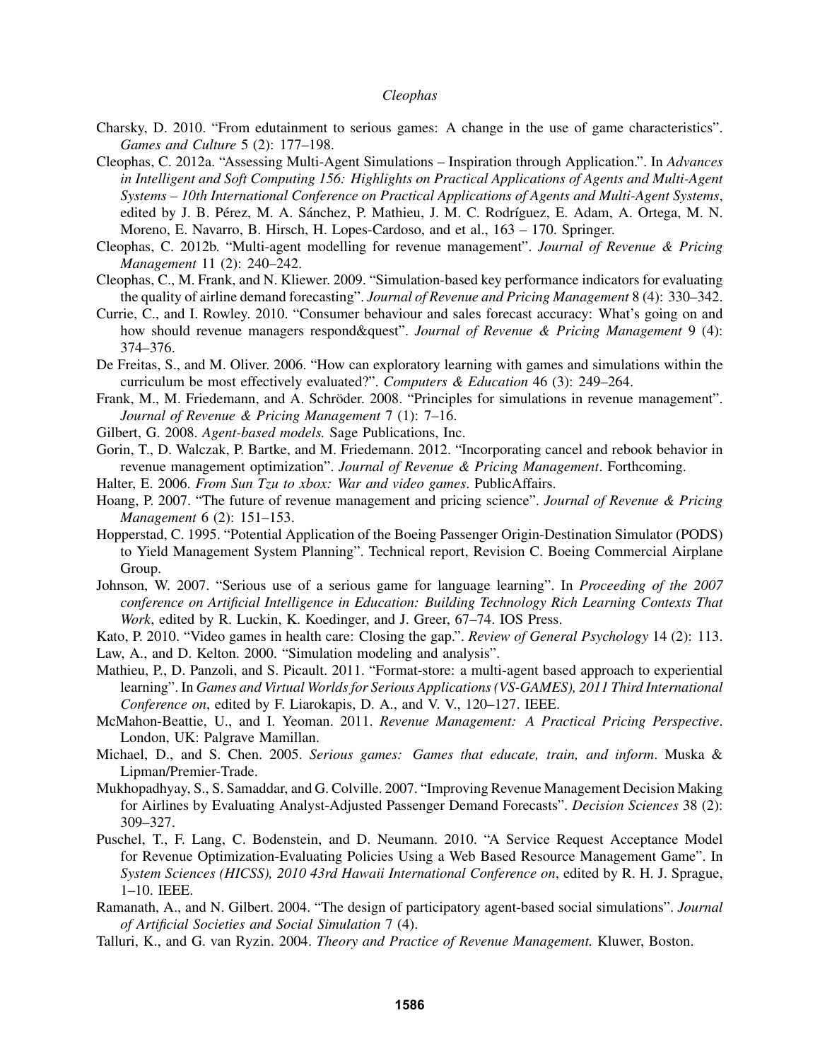Charsky, D. 2010. "From edutainment to serious games: A change in the use of game characteristics". *Games and Culture* 5 (2): 177–198.

Cleophas, C. 2012a. "Assessing Multi-Agent Simulations – Inspiration through Application.". In *Advances in Intelligent and Soft Computing 156: Highlights on Practical Applications of Agents and Multi-Agent Systems – 10th International Conference on Practical Applications of Agents and Multi-Agent Systems*, edited by J. B. Pérez, M. A. Sánchez, P. Mathieu, J. M. C. Rodríguez, E. Adam, A. Ortega, M. N. Moreno, E. Navarro, B. Hirsch, H. Lopes-Cardoso, and et al., 163 – 170. Springer.

Cleophas, C. 2012b. "Multi-agent modelling for revenue management". *Journal of Revenue & Pricing Management* 11 (2): 240–242.

Cleophas, C., M. Frank, and N. Kliewer. 2009. "Simulation-based key performance indicators for evaluating the quality of airline demand forecasting". *Journal of Revenue and Pricing Management* 8 (4): 330–342.

Currie, C., and I. Rowley. 2010. "Consumer behaviour and sales forecast accuracy: What's going on and how should revenue managers respond&quest". *Journal of Revenue & Pricing Management* 9 (4): 374–376.

De Freitas, S., and M. Oliver. 2006. "How can exploratory learning with games and simulations within the curriculum be most effectively evaluated?". *Computers & Education* 46 (3): 249–264.

Frank, M., M. Friedemann, and A. Schröder. 2008. "Principles for simulations in revenue management". *Journal of Revenue & Pricing Management* 7 (1): 7–16.

Gilbert, G. 2008. *Agent-based models.* Sage Publications, Inc.

Gorin, T., D. Walczak, P. Bartke, and M. Friedemann. 2012. "Incorporating cancel and rebook behavior in revenue management optimization". *Journal of Revenue & Pricing Management*. Forthcoming.

Halter, E. 2006. *From Sun Tzu to xbox: War and video games*. PublicAffairs.

Hoang, P. 2007. "The future of revenue management and pricing science". *Journal of Revenue & Pricing Management* 6 (2): 151–153.

Hopperstad, C. 1995. "Potential Application of the Boeing Passenger Origin-Destination Simulator (PODS) to Yield Management System Planning". Technical report, Revision C. Boeing Commercial Airplane Group.

Johnson, W. 2007. "Serious use of a serious game for language learning". In *Proceeding of the 2007 conference on Artificial Intelligence in Education: Building Technology Rich Learning Contexts That Work*, edited by R. Luckin, K. Koedinger, and J. Greer, 67–74. IOS Press.

Kato, P. 2010. "Video games in health care: Closing the gap.". *Review of General Psychology* 14 (2): 113.

Law, A., and D. Kelton. 2000. "Simulation modeling and analysis".

Mathieu, P., D. Panzoli, and S. Picault. 2011. "Format-store: a multi-agent based approach to experiential learning". In *Games and Virtual Worlds for Serious Applications (VS-GAMES), 2011 Third International Conference on*, edited by F. Liarokapis, D. A., and V. V., 120–127. IEEE.

McMahon-Beattie, U., and I. Yeoman. 2011. *Revenue Management: A Practical Pricing Perspective*. London, UK: Palgrave Mamillan.

Michael, D., and S. Chen. 2005. *Serious games: Games that educate, train, and inform*. Muska & Lipman/Premier-Trade.

Mukhopadhyay, S., S. Samaddar, and G. Colville. 2007. "Improving Revenue Management Decision Making for Airlines by Evaluating Analyst-Adjusted Passenger Demand Forecasts". *Decision Sciences* 38 (2): 309–327.

Puschel, T., F. Lang, C. Bodenstein, and D. Neumann. 2010. "A Service Request Acceptance Model for Revenue Optimization-Evaluating Policies Using a Web Based Resource Management Game". In *System Sciences (HICSS), 2010 43rd Hawaii International Conference on*, edited by R. H. J. Sprague, 1–10. IEEE.

Ramanath, A., and N. Gilbert. 2004. "The design of participatory agent-based social simulations". *Journal of Artificial Societies and Social Simulation* 7 (4).

Talluri, K., and G. van Ryzin. 2004. *Theory and Practice of Revenue Management.* Kluwer, Boston.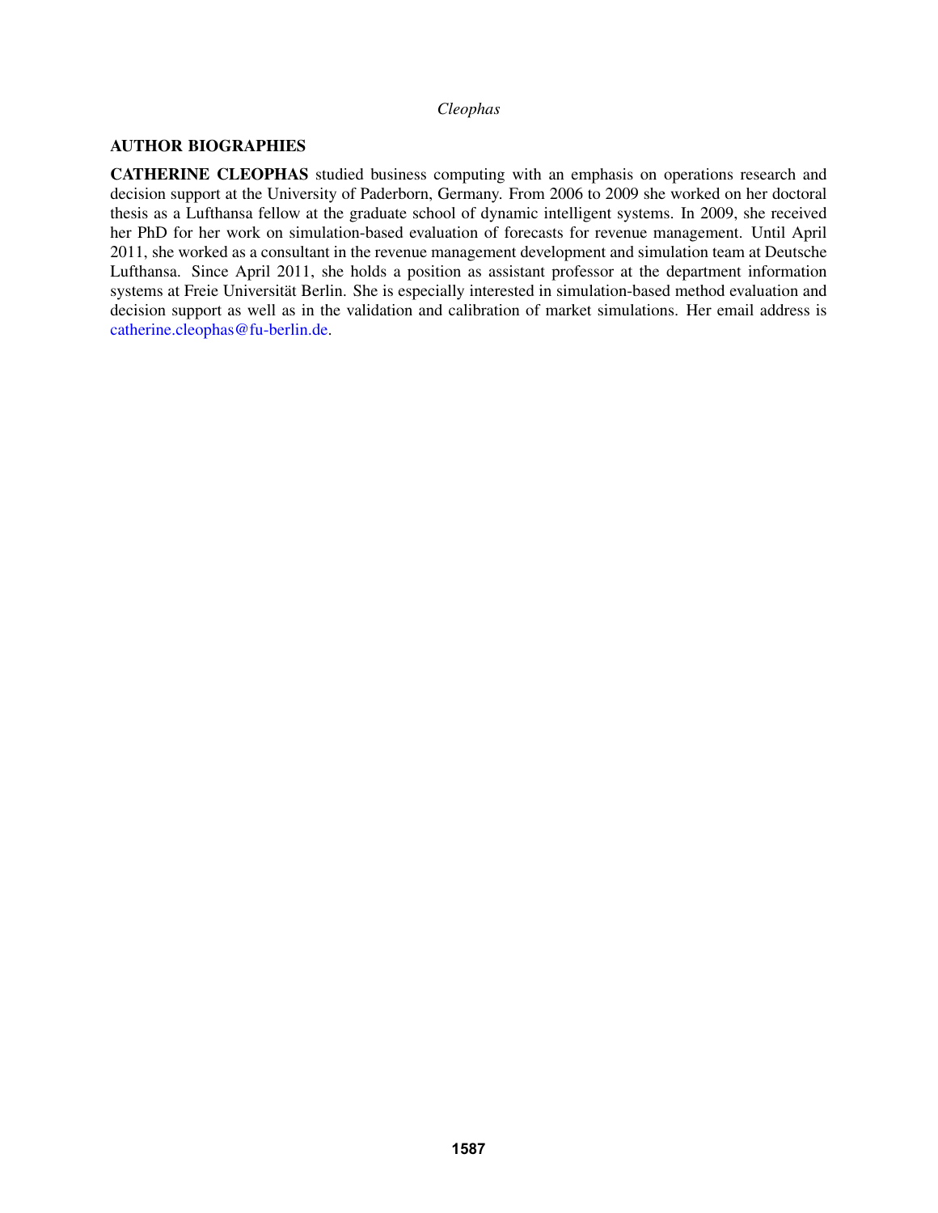## AUTHOR BIOGRAPHIES

**CATHERINE CLEOPHAS** studied business computing with an emphasis on operations research and decision support at the University of Paderborn, Germany. From 2006 to 2009 she worked on her doctoral thesis as a Lufthansa fellow at the graduate school of dynamic intelligent systems. In 2009, she received her PhD for her work on simulation-based evaluation of forecasts for revenue management. Until April 2011, she worked as a consultant in the revenue management development and simulation team at Deutsche Lufthansa. Since April 2011, she holds a position as assistant professor at the department information systems at Freie Universität Berlin. She is especially interested in simulation-based method evaluation and decision support as well as in the validation and calibration of market simulations. Her email address is catherine.cleophas@fu-berlin.de.